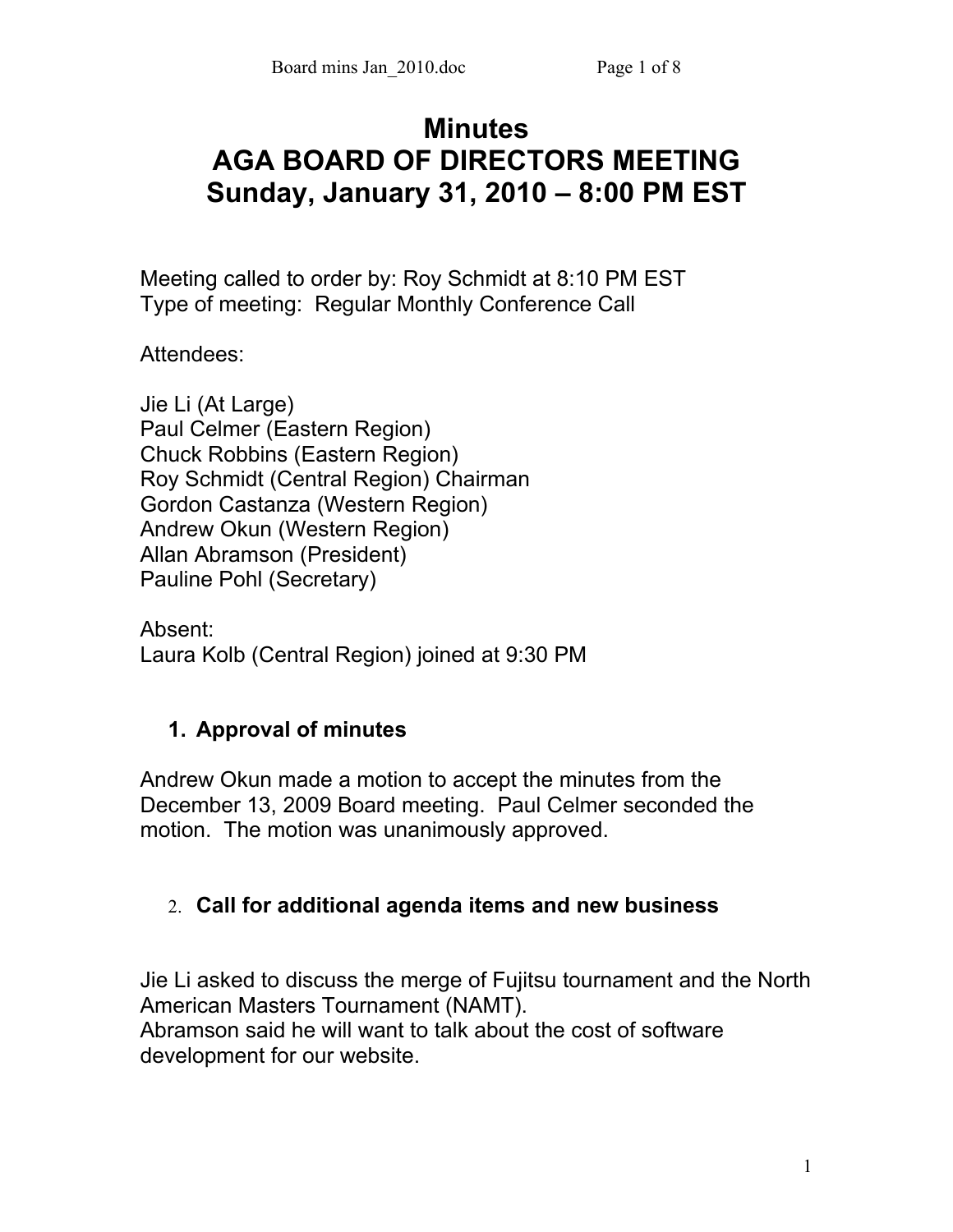# Minutes
# AGA BOARD OF DIRECTORS MEETING
# Sunday, January 31, 2010 – 8:00 PM EST

Meeting called to order by: Roy Schmidt at 8:10 PM EST
Type of meeting: Regular Monthly Conference Call

Attendees:

Jie Li (At Large)
Paul Celmer (Eastern Region)
Chuck Robbins (Eastern Region)
Roy Schmidt (Central Region) Chairman
Gordon Castanza (Western Region)
Andrew Okun (Western Region)
Allan Abramson (President)
Pauline Pohl (Secretary)

Absent:
Laura Kolb (Central Region) joined at 9:30 PM

## 1. Approval of minutes

Andrew Okun made a motion to accept the minutes from the December 13, 2009 Board meeting. Paul Celmer seconded the motion. The motion was unanimously approved.

## 2. Call for additional agenda items and new business

Jie Li asked to discuss the merge of Fujitsu tournament and the North American Masters Tournament (NAMT).
Abramson said he will want to talk about the cost of software development for our website.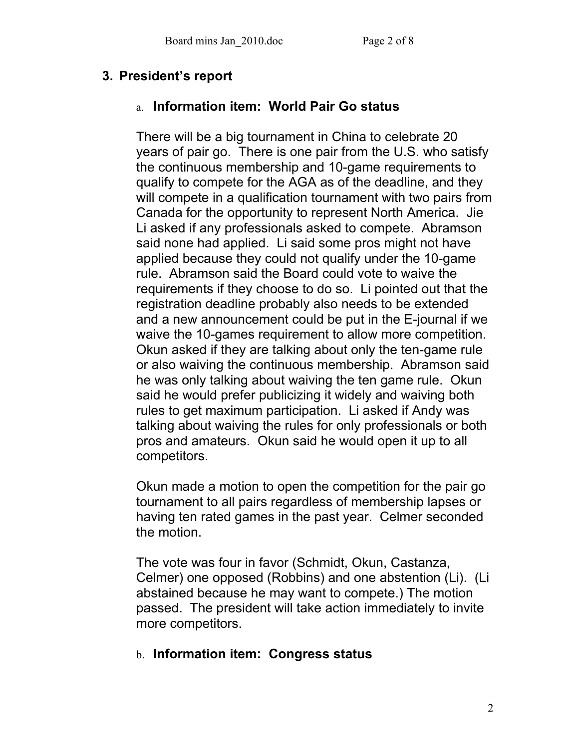## 3. President's report

### a. Information item: World Pair Go status

There will be a big tournament in China to celebrate 20 years of pair go. There is one pair from the U.S. who satisfy the continuous membership and 10-game requirements to qualify to compete for the AGA as of the deadline, and they will compete in a qualification tournament with two pairs from Canada for the opportunity to represent North America. Jie Li asked if any professionals asked to compete. Abramson said none had applied. Li said some pros might not have applied because they could not qualify under the 10-game rule. Abramson said the Board could vote to waive the requirements if they choose to do so. Li pointed out that the registration deadline probably also needs to be extended and a new announcement could be put in the E-journal if we waive the 10-games requirement to allow more competition. Okun asked if they are talking about only the ten-game rule or also waiving the continuous membership. Abramson said he was only talking about waiving the ten game rule. Okun said he would prefer publicizing it widely and waiving both rules to get maximum participation. Li asked if Andy was talking about waiving the rules for only professionals or both pros and amateurs. Okun said he would open it up to all competitors.

Okun made a motion to open the competition for the pair go tournament to all pairs regardless of membership lapses or having ten rated games in the past year. Celmer seconded the motion.

The vote was four in favor (Schmidt, Okun, Castanza, Celmer) one opposed (Robbins) and one abstention (Li). (Li abstained because he may want to compete.) The motion passed. The president will take action immediately to invite more competitors.

### b. Information item: Congress status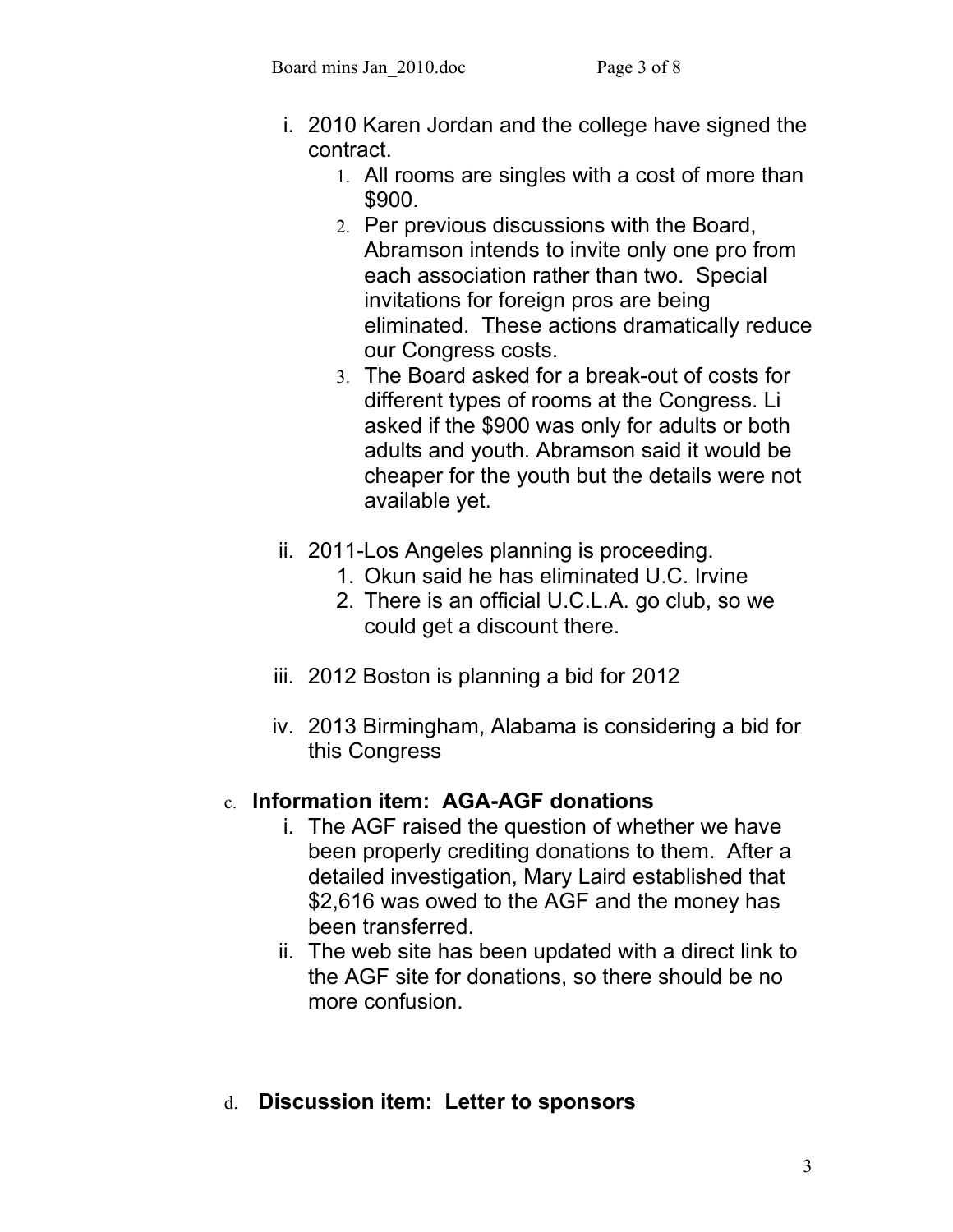i. 2010 Karen Jordan and the college have signed the contract.
    1. All rooms are singles with a cost of more than $900.
    2. Per previous discussions with the Board, Abramson intends to invite only one pro from each association rather than two. Special invitations for foreign pros are being eliminated. These actions dramatically reduce our Congress costs.
    3. The Board asked for a break-out of costs for different types of rooms at the Congress. Li asked if the $900 was only for adults or both adults and youth. Abramson said it would be cheaper for the youth but the details were not available yet.

ii. 2011-Los Angeles planning is proceeding.
    1. Okun said he has eliminated U.C. Irvine
    2. There is an official U.C.L.A. go club, so we could get a discount there.

iii. 2012 Boston is planning a bid for 2012

iv. 2013 Birmingham, Alabama is considering a bid for this Congress

c. **Information item: AGA-AGF donations**

i. The AGF raised the question of whether we have been properly crediting donations to them. After a detailed investigation, Mary Laird established that $2,616 was owed to the AGF and the money has been transferred.

ii. The web site has been updated with a direct link to the AGF site for donations, so there should be no more confusion.

d. **Discussion item: Letter to sponsors**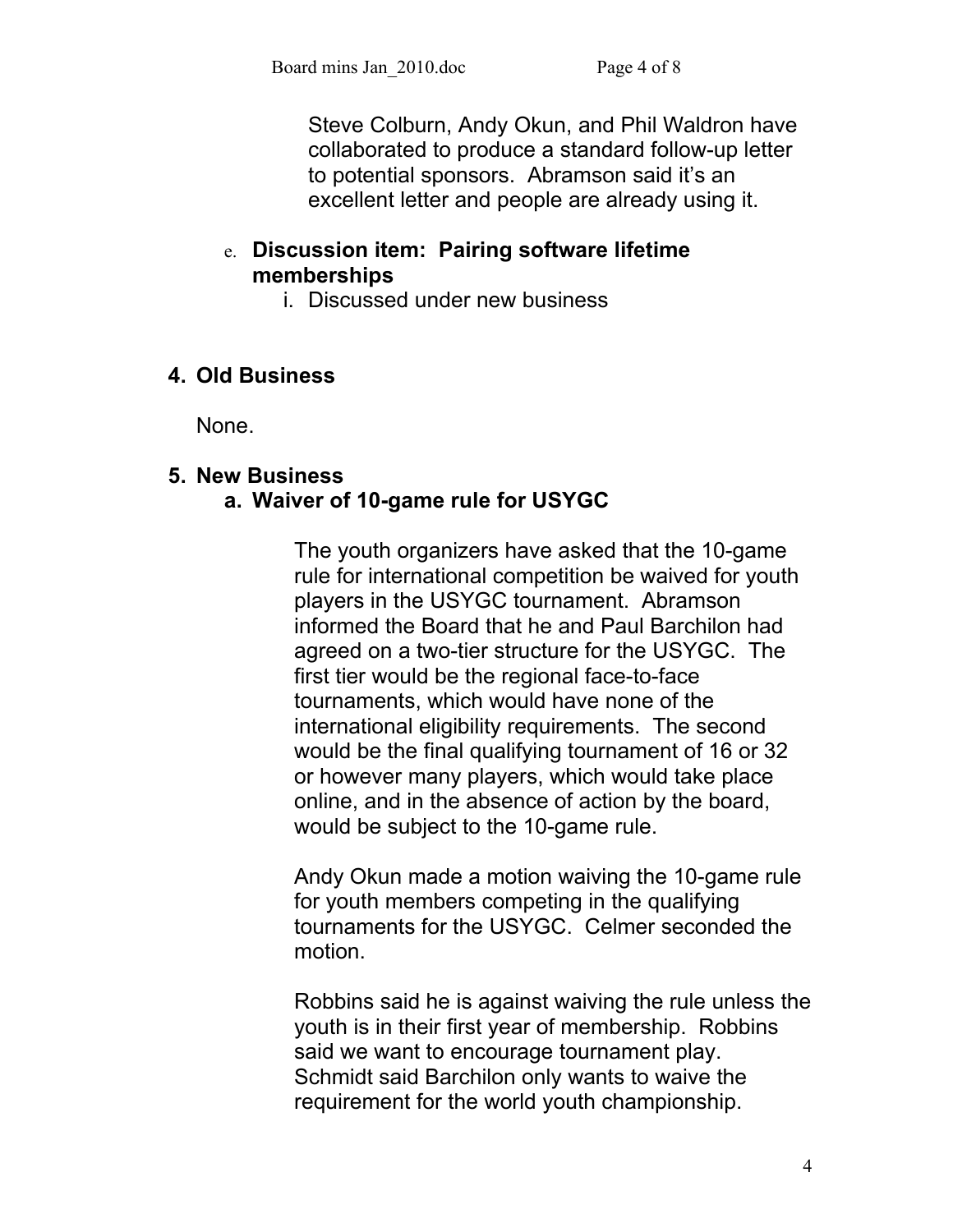Steve Colburn, Andy Okun, and Phil Waldron have collaborated to produce a standard follow-up letter to potential sponsors. Abramson said it's an excellent letter and people are already using it.

e. **Discussion item: Pairing software lifetime memberships**

   i. Discussed under new business

## 4. Old Business

None.

## 5. New Business

### a. Waiver of 10-game rule for USYGC

The youth organizers have asked that the 10-game rule for international competition be waived for youth players in the USYGC tournament. Abramson informed the Board that he and Paul Barchilon had agreed on a two-tier structure for the USYGC. The first tier would be the regional face-to-face tournaments, which would have none of the international eligibility requirements. The second would be the final qualifying tournament of 16 or 32 or however many players, which would take place online, and in the absence of action by the board, would be subject to the 10-game rule.

Andy Okun made a motion waiving the 10-game rule for youth members competing in the qualifying tournaments for the USYGC. Celmer seconded the motion.

Robbins said he is against waiving the rule unless the youth is in their first year of membership. Robbins said we want to encourage tournament play. Schmidt said Barchilon only wants to waive the requirement for the world youth championship.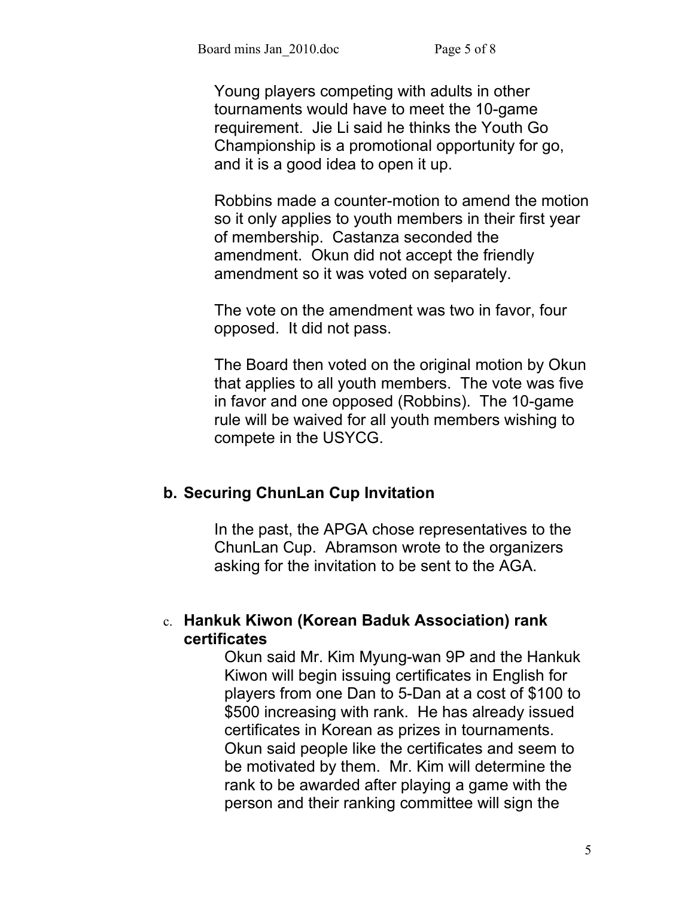Young players competing with adults in other tournaments would have to meet the 10-game requirement. Jie Li said he thinks the Youth Go Championship is a promotional opportunity for go, and it is a good idea to open it up.

Robbins made a counter-motion to amend the motion so it only applies to youth members in their first year of membership. Castanza seconded the amendment. Okun did not accept the friendly amendment so it was voted on separately.

The vote on the amendment was two in favor, four opposed. It did not pass.

The Board then voted on the original motion by Okun that applies to all youth members. The vote was five in favor and one opposed (Robbins). The 10-game rule will be waived for all youth members wishing to compete in the USYCG.

### b. Securing ChunLan Cup Invitation

In the past, the APGA chose representatives to the ChunLan Cup. Abramson wrote to the organizers asking for the invitation to be sent to the AGA.

### c. Hankuk Kiwon (Korean Baduk Association) rank certificates

Okun said Mr. Kim Myung-wan 9P and the Hankuk Kiwon will begin issuing certificates in English for players from one Dan to 5-Dan at a cost of $100 to $500 increasing with rank. He has already issued certificates in Korean as prizes in tournaments. Okun said people like the certificates and seem to be motivated by them. Mr. Kim will determine the rank to be awarded after playing a game with the person and their ranking committee will sign the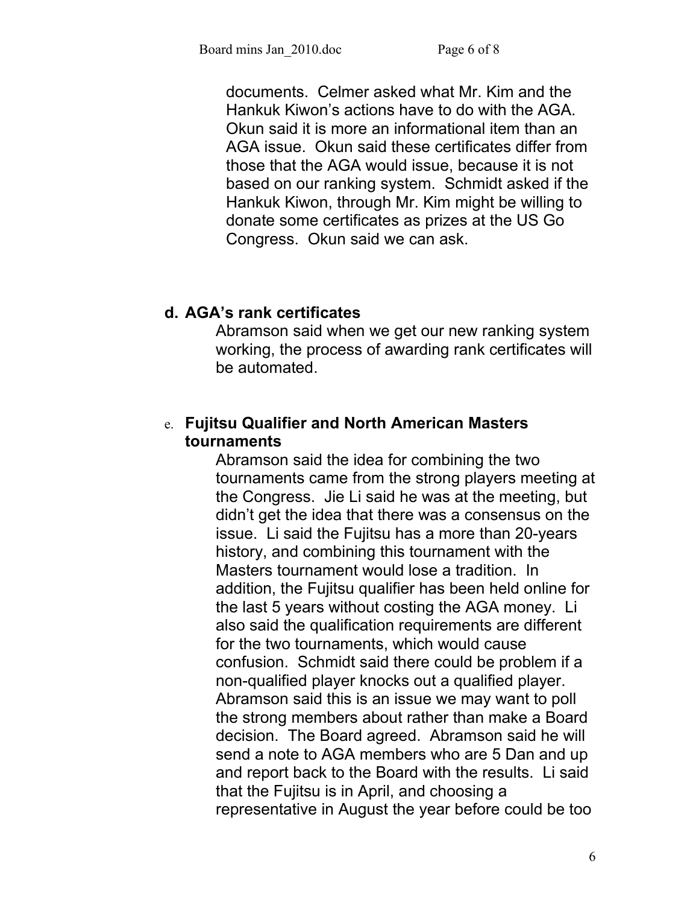documents. Celmer asked what Mr. Kim and the Hankuk Kiwon's actions have to do with the AGA. Okun said it is more an informational item than an AGA issue. Okun said these certificates differ from those that the AGA would issue, because it is not based on our ranking system. Schmidt asked if the Hankuk Kiwon, through Mr. Kim might be willing to donate some certificates as prizes at the US Go Congress. Okun said we can ask.

**d. AGA's rank certificates**

Abramson said when we get our new ranking system working, the process of awarding rank certificates will be automated.

e. **Fujitsu Qualifier and North American Masters tournaments**

Abramson said the idea for combining the two tournaments came from the strong players meeting at the Congress. Jie Li said he was at the meeting, but didn't get the idea that there was a consensus on the issue. Li said the Fujitsu has a more than 20-years history, and combining this tournament with the Masters tournament would lose a tradition. In addition, the Fujitsu qualifier has been held online for the last 5 years without costing the AGA money. Li also said the qualification requirements are different for the two tournaments, which would cause confusion. Schmidt said there could be problem if a non-qualified player knocks out a qualified player. Abramson said this is an issue we may want to poll the strong members about rather than make a Board decision. The Board agreed. Abramson said he will send a note to AGA members who are 5 Dan and up and report back to the Board with the results. Li said that the Fujitsu is in April, and choosing a representative in August the year before could be too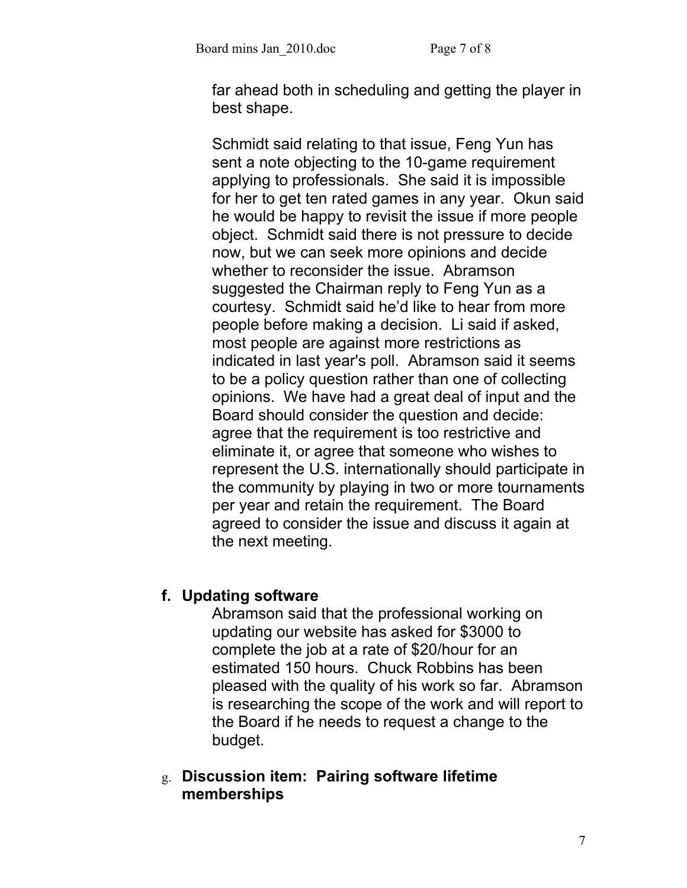far ahead both in scheduling and getting the player in best shape.

Schmidt said relating to that issue, Feng Yun has sent a note objecting to the 10-game requirement applying to professionals. She said it is impossible for her to get ten rated games in any year. Okun said he would be happy to revisit the issue if more people object. Schmidt said there is not pressure to decide now, but we can seek more opinions and decide whether to reconsider the issue. Abramson suggested the Chairman reply to Feng Yun as a courtesy. Schmidt said he'd like to hear from more people before making a decision. Li said if asked, most people are against more restrictions as indicated in last year's poll. Abramson said it seems to be a policy question rather than one of collecting opinions. We have had a great deal of input and the Board should consider the question and decide: agree that the requirement is too restrictive and eliminate it, or agree that someone who wishes to represent the U.S. internationally should participate in the community by playing in two or more tournaments per year and retain the requirement. The Board agreed to consider the issue and discuss it again at the next meeting.

**f. Updating software**

Abramson said that the professional working on updating our website has asked for $3000 to complete the job at a rate of $20/hour for an estimated 150 hours. Chuck Robbins has been pleased with the quality of his work so far. Abramson is researching the scope of the work and will report to the Board if he needs to request a change to the budget.

**g. Discussion item: Pairing software lifetime memberships**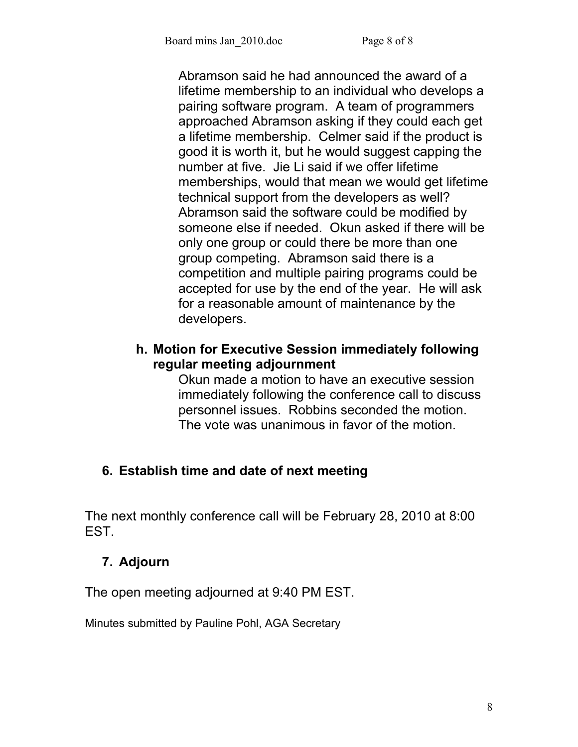Abramson said he had announced the award of a lifetime membership to an individual who develops a pairing software program. A team of programmers approached Abramson asking if they could each get a lifetime membership. Celmer said if the product is good it is worth it, but he would suggest capping the number at five. Jie Li said if we offer lifetime memberships, would that mean we would get lifetime technical support from the developers as well? Abramson said the software could be modified by someone else if needed. Okun asked if there will be only one group or could there be more than one group competing. Abramson said there is a competition and multiple pairing programs could be accepted for use by the end of the year. He will ask for a reasonable amount of maintenance by the developers.

**h. Motion for Executive Session immediately following regular meeting adjournment**

Okun made a motion to have an executive session immediately following the conference call to discuss personnel issues. Robbins seconded the motion. The vote was unanimous in favor of the motion.

## 6. Establish time and date of next meeting

The next monthly conference call will be February 28, 2010 at 8:00 EST.

## 7. Adjourn

The open meeting adjourned at 9:40 PM EST.

Minutes submitted by Pauline Pohl, AGA Secretary